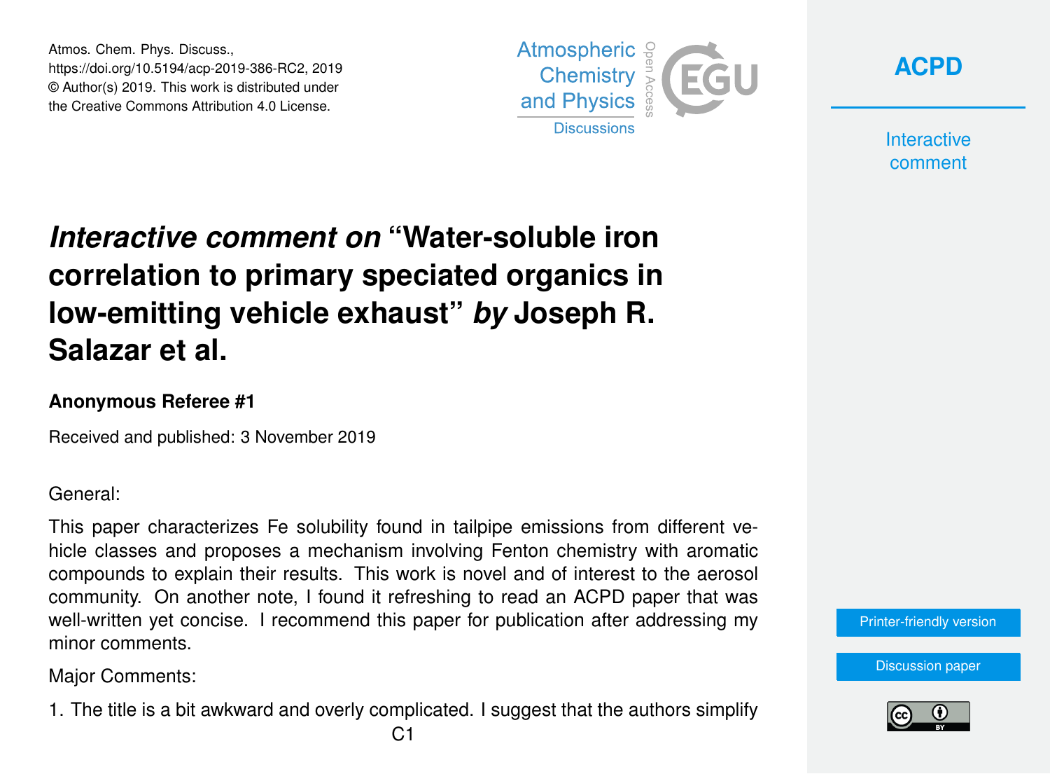Atmos. Chem. Phys. Discuss.,
https://doi.org/10.5194/acp-2019-386-RC2, 2019
© Author(s) 2019. This work is distributed under
the Creative Commons Attribution 4.0 License.

# *Interactive comment on* "Water-soluble iron correlation to primary speciated organics in low-emitting vehicle exhaust" *by* Joseph R. Salazar et al.

### Anonymous Referee #1

Received and published: 3 November 2019

General:

This paper characterizes Fe solubility found in tailpipe emissions from different vehicle classes and proposes a mechanism involving Fenton chemistry with aromatic compounds to explain their results. This work is novel and of interest to the aerosol community. On another note, I found it refreshing to read an ACPD paper that was well-written yet concise. I recommend this paper for publication after addressing my minor comments.

Major Comments:

1. The title is a bit awkward and overly complicated. I suggest that the authors simplify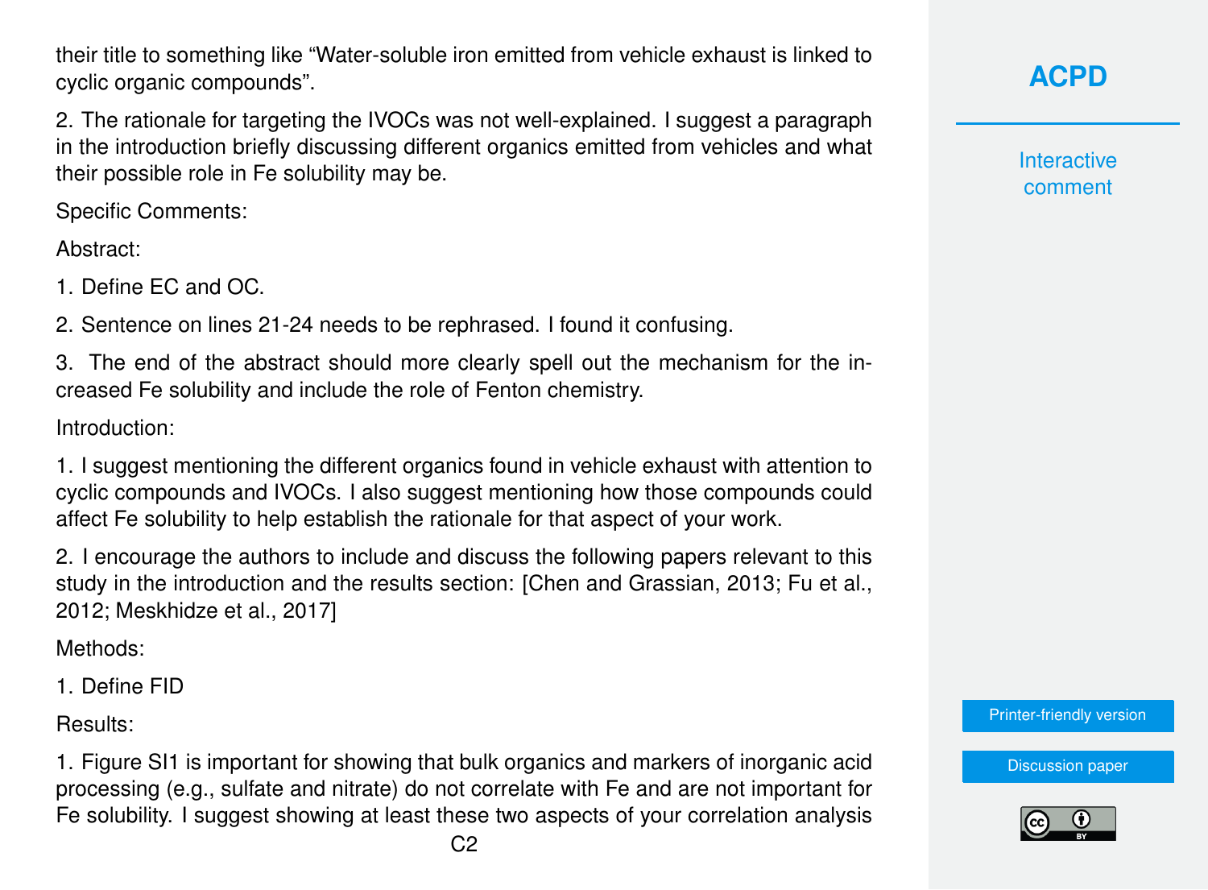their title to something like “Water-soluble iron emitted from vehicle exhaust is linked to cyclic organic compounds”.

2. The rationale for targeting the IVOCs was not well-explained. I suggest a paragraph in the introduction briefly discussing different organics emitted from vehicles and what their possible role in Fe solubility may be.

Specific Comments:

Abstract:

1. Define EC and OC.

2. Sentence on lines 21-24 needs to be rephrased. I found it confusing.

3. The end of the abstract should more clearly spell out the mechanism for the increased Fe solubility and include the role of Fenton chemistry.

Introduction:

1. I suggest mentioning the different organics found in vehicle exhaust with attention to cyclic compounds and IVOCs. I also suggest mentioning how those compounds could affect Fe solubility to help establish the rationale for that aspect of your work.

2. I encourage the authors to include and discuss the following papers relevant to this study in the introduction and the results section: [Chen and Grassian, 2013; Fu et al., 2012; Meskhidze et al., 2017]

Methods:

1. Define FID

Results:

1. Figure SI1 is important for showing that bulk organics and markers of inorganic acid processing (e.g., sulfate and nitrate) do not correlate with Fe and are not important for Fe solubility. I suggest showing at least these two aspects of your correlation analysis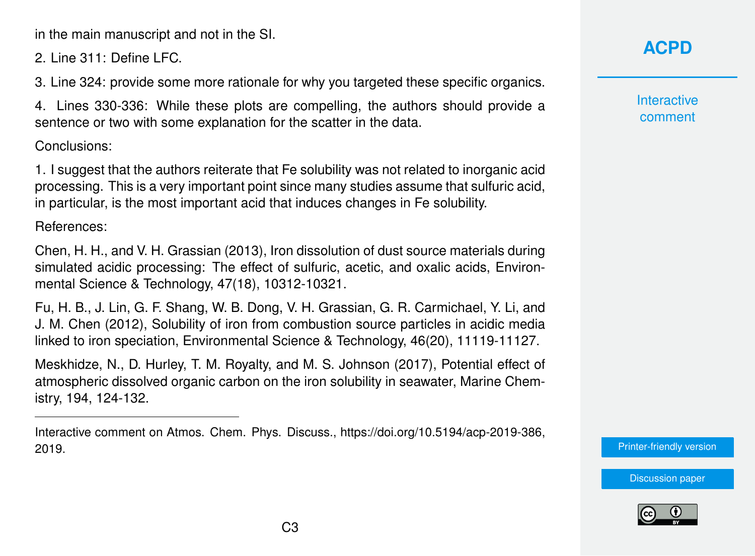in the main manuscript and not in the SI.

2. Line 311: Define LFC.

3. Line 324: provide some more rationale for why you targeted these specific organics.

4. Lines 330-336: While these plots are compelling, the authors should provide a sentence or two with some explanation for the scatter in the data.

Conclusions:

1. I suggest that the authors reiterate that Fe solubility was not related to inorganic acid processing. This is a very important point since many studies assume that sulfuric acid, in particular, is the most important acid that induces changes in Fe solubility.

References:

Chen, H. H., and V. H. Grassian (2013), Iron dissolution of dust source materials during simulated acidic processing: The effect of sulfuric, acetic, and oxalic acids, Environmental Science & Technology, 47(18), 10312-10321.

Fu, H. B., J. Lin, G. F. Shang, W. B. Dong, V. H. Grassian, G. R. Carmichael, Y. Li, and J. M. Chen (2012), Solubility of iron from combustion source particles in acidic media linked to iron speciation, Environmental Science & Technology, 46(20), 11119-11127.

Meskhidze, N., D. Hurley, T. M. Royalty, and M. S. Johnson (2017), Potential effect of atmospheric dissolved organic carbon on the iron solubility in seawater, Marine Chemistry, 194, 124-132.

---

Interactive comment on Atmos. Chem. Phys. Discuss., https://doi.org/10.5194/acp-2019-386, 2019.